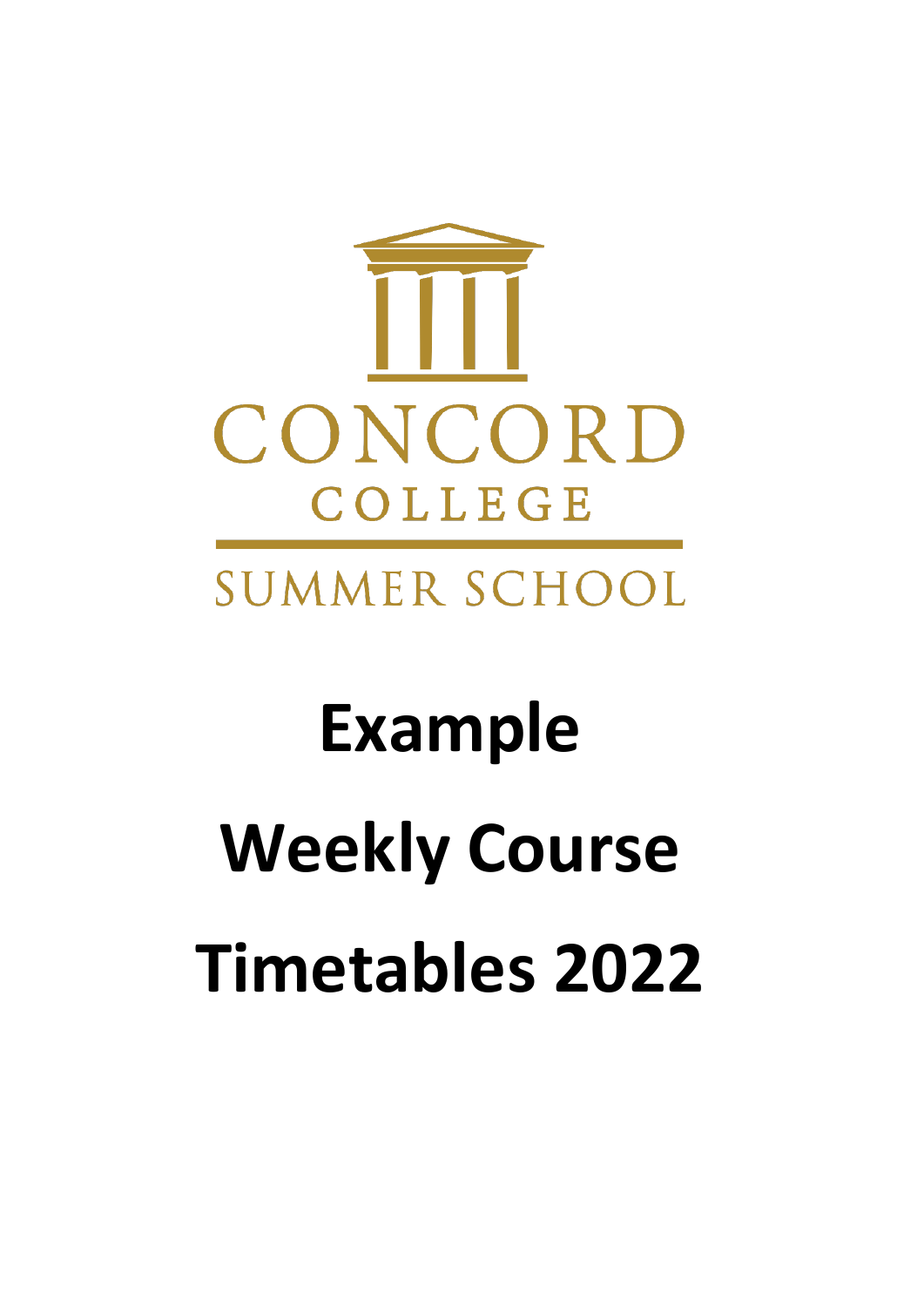CONCORD

COLLEGE

SUMMER SCHOOL

# Example

# Weekly Course

# Timetables 2022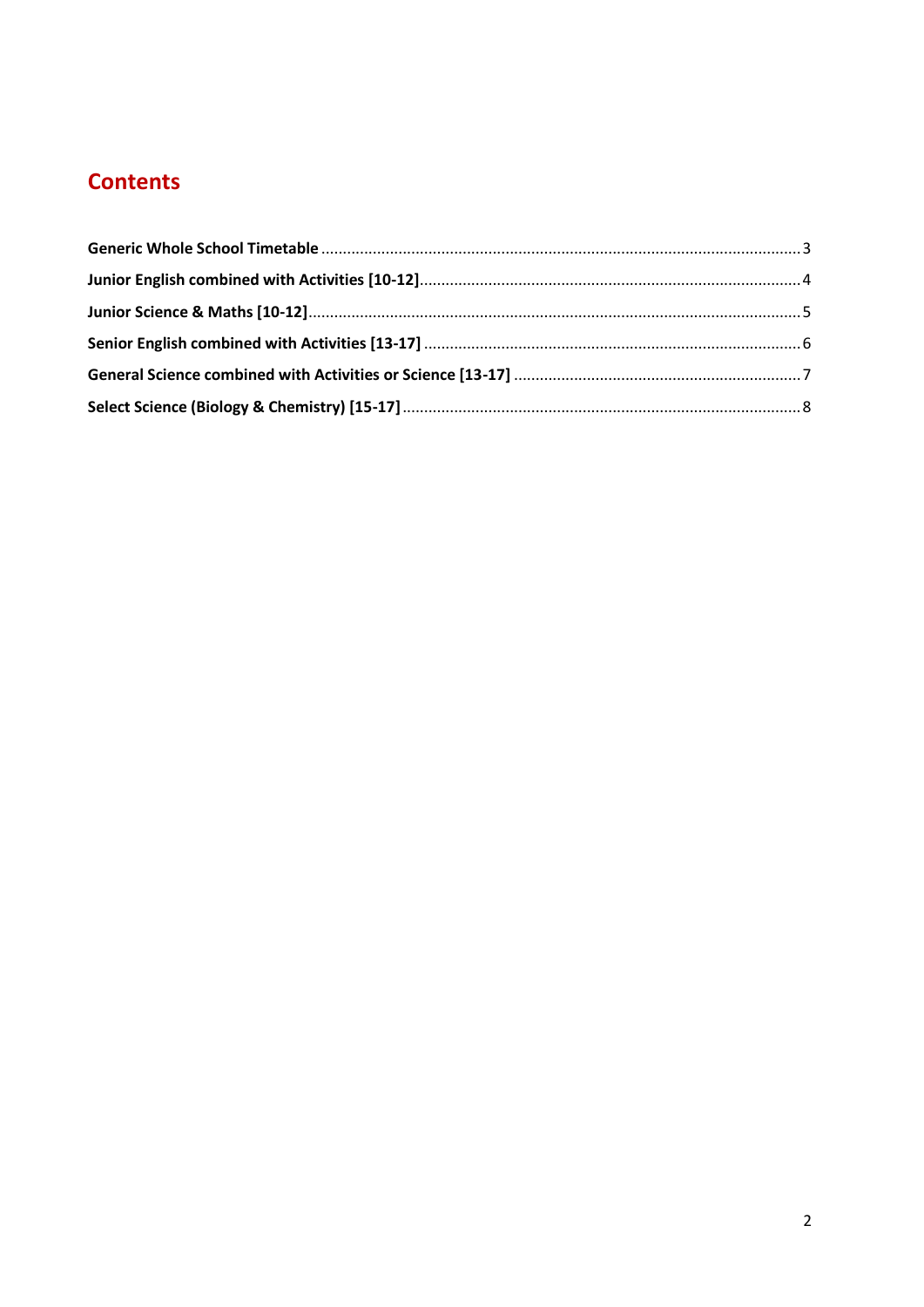# Contents

**Generic Whole School Timetable** ........ 3

**Junior English combined with Activities [10-12]** ........ 4

**Junior Science & Maths [10-12]** ........ 5

**Senior English combined with Activities [13-17]** ........ 6

**General Science combined with Activities or Science [13-17]** ........ 7

**Select Science (Biology & Chemistry) [15-17]** ........ 8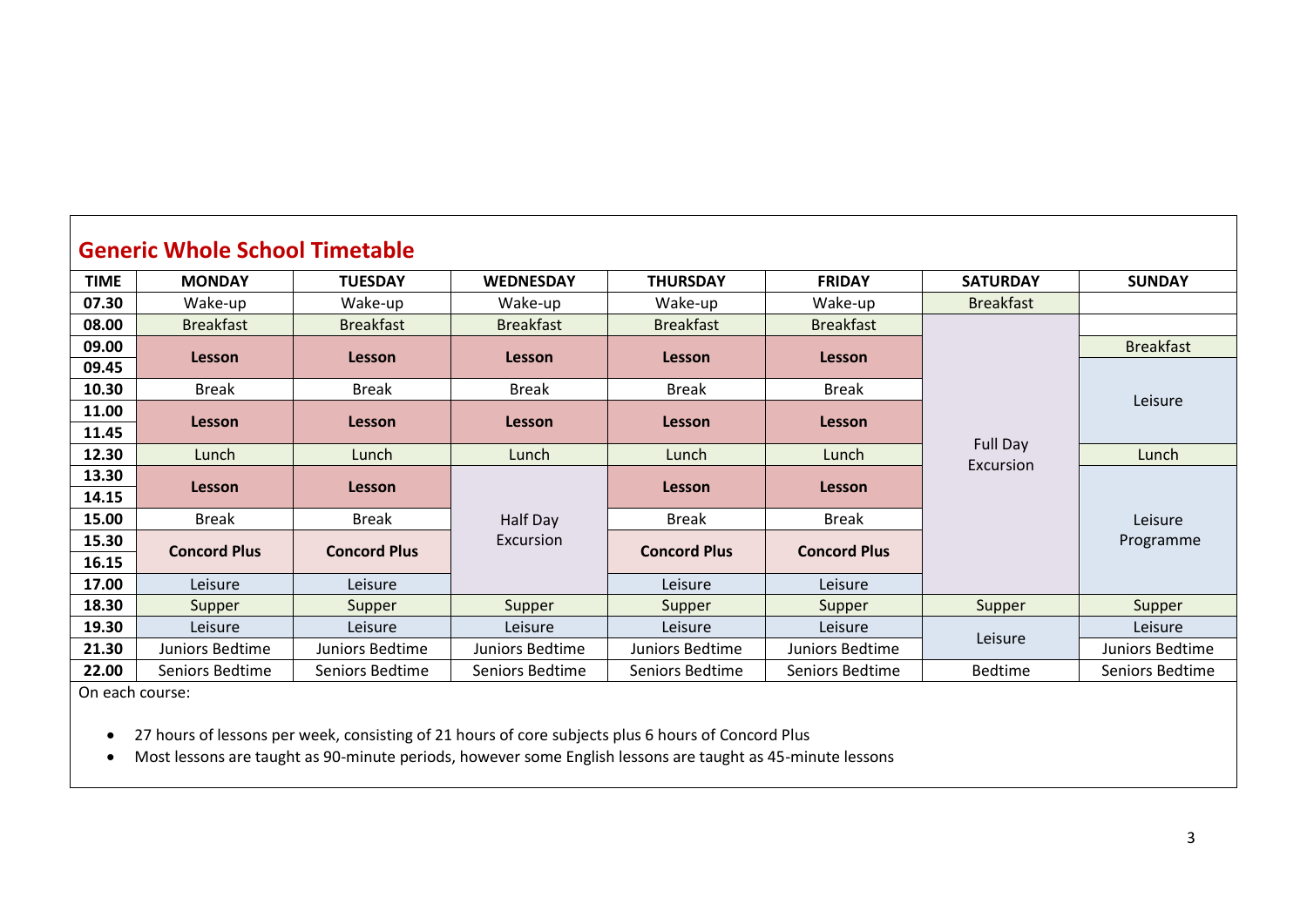## Generic Whole School Timetable

| TIME | MONDAY | TUESDAY | WEDNESDAY | THURSDAY | FRIDAY | SATURDAY | SUNDAY |
|---|---|---|---|---|---|---|---|
| 07.30 | Wake-up | Wake-up | Wake-up | Wake-up | Wake-up | Breakfast | |
| 08.00 | Breakfast | Breakfast | Breakfast | Breakfast | Breakfast | Full Day Excursion | |
| 09.00 | **Lesson** | **Lesson** | **Lesson** | **Lesson** | **Lesson** | | Breakfast |
| 09.45 | | | | | | | Leisure |
| 10.30 | Break | Break | Break | Break | Break | | |
| 11.00 | **Lesson** | **Lesson** | **Lesson** | **Lesson** | **Lesson** | | |
| 11.45 | | | | | | | |
| 12.30 | Lunch | Lunch | Lunch | Lunch | Lunch | | Lunch |
| 13.30 | **Lesson** | **Lesson** | Half Day Excursion | **Lesson** | **Lesson** | | Leisure Programme |
| 14.15 | | | | | | | |
| 15.00 | Break | Break | | Break | Break | | |
| 15.30 | **Concord Plus** | **Concord Plus** | | **Concord Plus** | **Concord Plus** | | |
| 16.15 | | | | | | | |
| 17.00 | Leisure | Leisure | | Leisure | Leisure | | |
| 18.30 | Supper | Supper | Supper | Supper | Supper | Supper | Supper |
| 19.30 | Leisure | Leisure | Leisure | Leisure | Leisure | Leisure | Leisure |
| 21.30 | Juniors Bedtime | Juniors Bedtime | Juniors Bedtime | Juniors Bedtime | Juniors Bedtime | | Juniors Bedtime |
| 22.00 | Seniors Bedtime | Seniors Bedtime | Seniors Bedtime | Seniors Bedtime | Seniors Bedtime | Bedtime | Seniors Bedtime |

On each course:

- 27 hours of lessons per week, consisting of 21 hours of core subjects plus 6 hours of Concord Plus
- Most lessons are taught as 90-minute periods, however some English lessons are taught as 45-minute lessons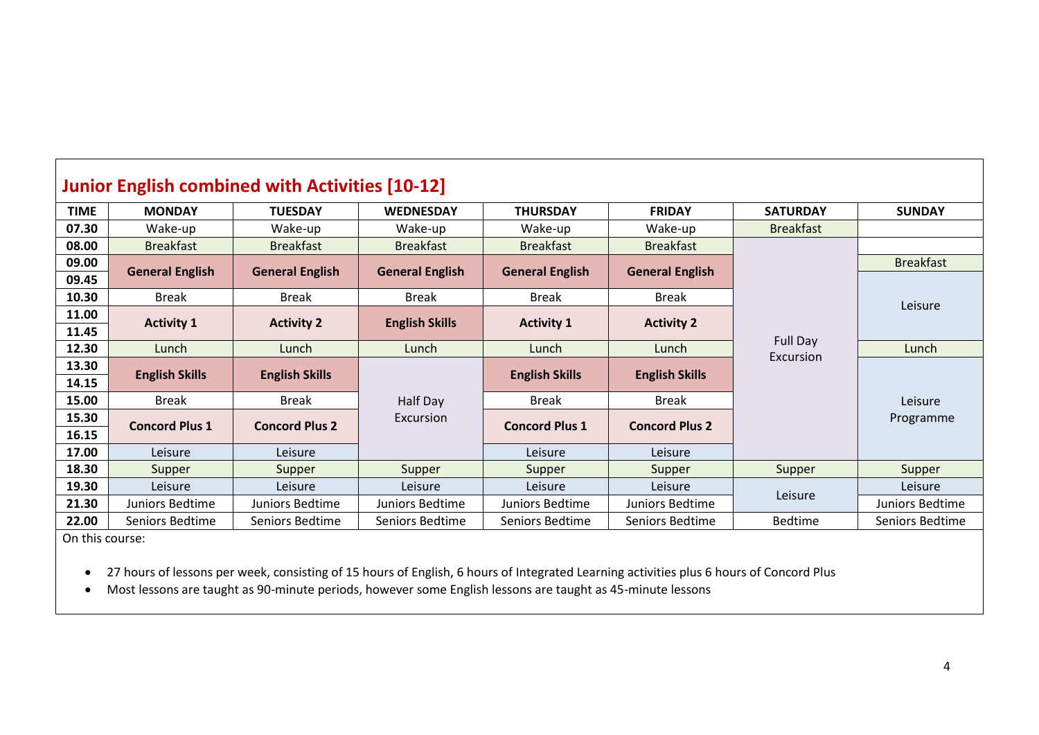## Junior English combined with Activities [10-12]

| TIME | MONDAY | TUESDAY | WEDNESDAY | THURSDAY | FRIDAY | SATURDAY | SUNDAY |
|---|---|---|---|---|---|---|---|
| 07.30 | Wake-up | Wake-up | Wake-up | Wake-up | Wake-up | Breakfast | |
| 08.00 | Breakfast | Breakfast | Breakfast | Breakfast | Breakfast | Full Day Excursion | |
| 09.00 | **General English** | **General English** | **General English** | **General English** | **General English** | | Breakfast |
| 09.45 | | | | | | | Leisure |
| 10.30 | Break | Break | Break | Break | Break | | |
| 11.00 | **Activity 1** | **Activity 2** | **English Skills** | **Activity 1** | **Activity 2** | | |
| 11.45 | | | | | | | |
| 12.30 | Lunch | Lunch | Lunch | Lunch | Lunch | | Lunch |
| 13.30 | **English Skills** | **English Skills** | Half Day Excursion | **English Skills** | **English Skills** | | Leisure Programme |
| 14.15 | | | | | | | |
| 15.00 | Break | Break | | Break | Break | | |
| 15.30 | **Concord Plus 1** | **Concord Plus 2** | | **Concord Plus 1** | **Concord Plus 2** | | |
| 16.15 | | | | | | | |
| 17.00 | Leisure | Leisure | | Leisure | Leisure | | |
| 18.30 | Supper | Supper | Supper | Supper | Supper | Supper | Supper |
| 19.30 | Leisure | Leisure | Leisure | Leisure | Leisure | Leisure | Leisure |
| 21.30 | Juniors Bedtime | Juniors Bedtime | Juniors Bedtime | Juniors Bedtime | Juniors Bedtime | | Juniors Bedtime |
| 22.00 | Seniors Bedtime | Seniors Bedtime | Seniors Bedtime | Seniors Bedtime | Seniors Bedtime | Bedtime | Seniors Bedtime |

On this course:

- 27 hours of lessons per week, consisting of 15 hours of English, 6 hours of Integrated Learning activities plus 6 hours of Concord Plus
- Most lessons are taught as 90-minute periods, however some English lessons are taught as 45-minute lessons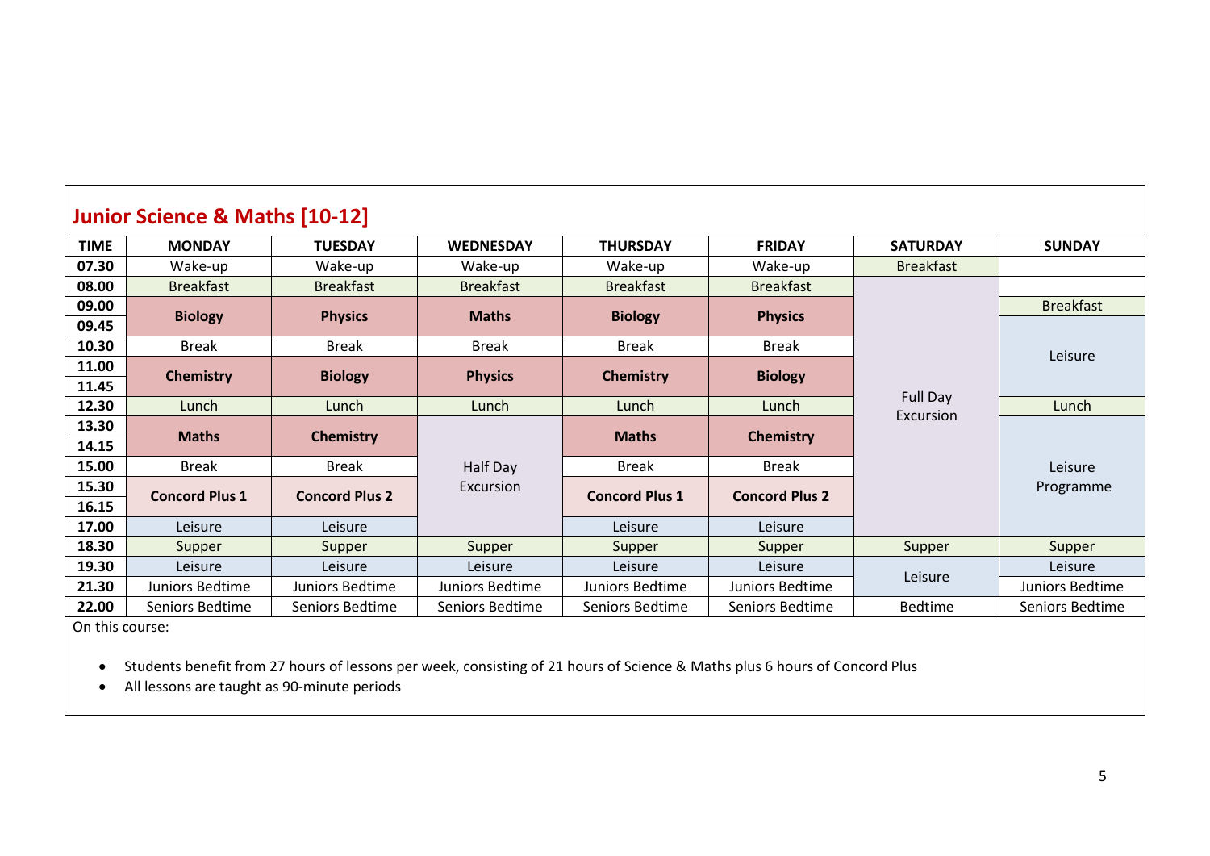## Junior Science & Maths [10-12]

| TIME | MONDAY | TUESDAY | WEDNESDAY | THURSDAY | FRIDAY | SATURDAY | SUNDAY |
|---|---|---|---|---|---|---|---|
| 07.30 | Wake-up | Wake-up | Wake-up | Wake-up | Wake-up | Breakfast | |
| 08.00 | Breakfast | Breakfast | Breakfast | Breakfast | Breakfast | Full Day Excursion | |
| 09.00 | **Biology** | **Physics** | **Maths** | **Biology** | **Physics** | | Breakfast |
| 09.45 | | | | | | | Leisure |
| 10.30 | Break | Break | Break | Break | Break | | |
| 11.00 | **Chemistry** | **Biology** | **Physics** | **Chemistry** | **Biology** | | |
| 11.45 | | | | | | | |
| 12.30 | Lunch | Lunch | Lunch | Lunch | Lunch | | Lunch |
| 13.30 | **Maths** | **Chemistry** | Half Day Excursion | **Maths** | **Chemistry** | | Leisure Programme |
| 14.15 | | | | | | | |
| 15.00 | Break | Break | | Break | Break | | |
| 15.30 | **Concord Plus 1** | **Concord Plus 2** | | **Concord Plus 1** | **Concord Plus 2** | | |
| 16.15 | | | | | | | |
| 17.00 | Leisure | Leisure | | Leisure | Leisure | | |
| 18.30 | Supper | Supper | Supper | Supper | Supper | Supper | Supper |
| 19.30 | Leisure | Leisure | Leisure | Leisure | Leisure | Leisure | Leisure |
| 21.30 | Juniors Bedtime | Juniors Bedtime | Juniors Bedtime | Juniors Bedtime | Juniors Bedtime | | Juniors Bedtime |
| 22.00 | Seniors Bedtime | Seniors Bedtime | Seniors Bedtime | Seniors Bedtime | Seniors Bedtime | Bedtime | Seniors Bedtime |

On this course:

- Students benefit from 27 hours of lessons per week, consisting of 21 hours of Science & Maths plus 6 hours of Concord Plus
- All lessons are taught as 90-minute periods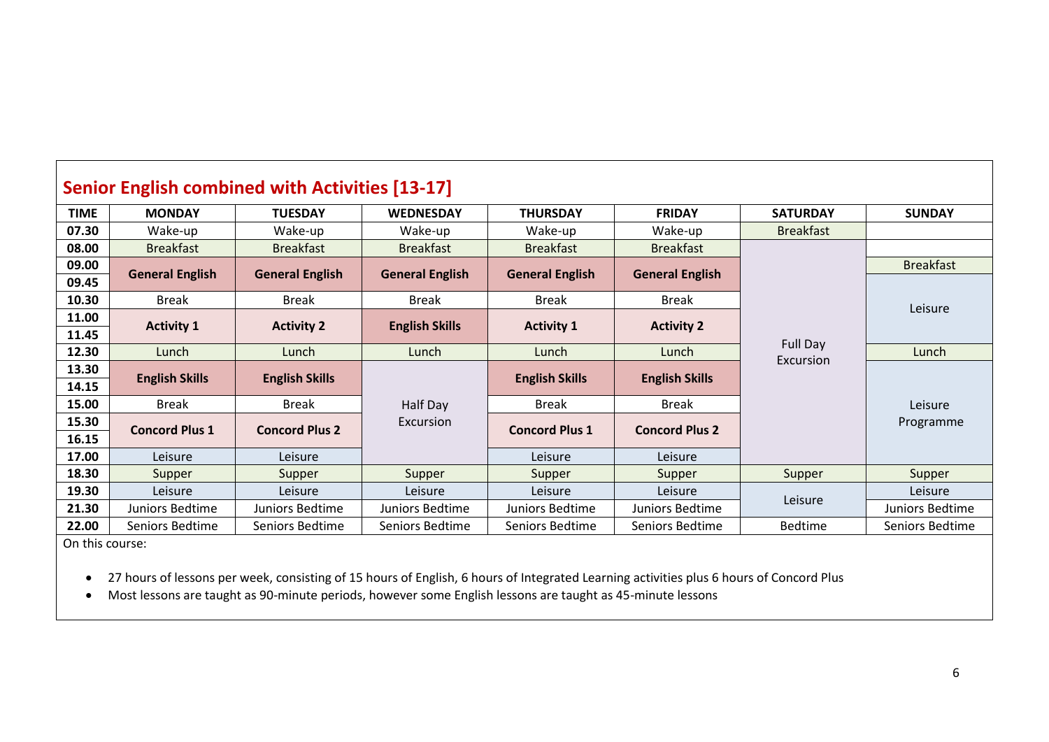## Senior English combined with Activities [13-17]

| TIME | MONDAY | TUESDAY | WEDNESDAY | THURSDAY | FRIDAY | SATURDAY | SUNDAY |
|---|---|---|---|---|---|---|---|
| 07.30 | Wake-up | Wake-up | Wake-up | Wake-up | Wake-up | Breakfast | |
| 08.00 | Breakfast | Breakfast | Breakfast | Breakfast | Breakfast | Full Day Excursion | |
| 09.00 | **General English** | **General English** | **General English** | **General English** | **General English** | | Breakfast |
| 09.45 | | | | | | | Leisure |
| 10.30 | Break | Break | Break | Break | Break | | |
| 11.00 | **Activity 1** | **Activity 2** | **English Skills** | **Activity 1** | **Activity 2** | | |
| 11.45 | | | | | | | |
| 12.30 | Lunch | Lunch | Lunch | Lunch | Lunch | | Lunch |
| 13.30 | **English Skills** | **English Skills** | Half Day Excursion | **English Skills** | **English Skills** | | Leisure Programme |
| 14.15 | | | | | | | |
| 15.00 | Break | Break | | Break | Break | | |
| 15.30 | **Concord Plus 1** | **Concord Plus 2** | | **Concord Plus 1** | **Concord Plus 2** | | |
| 16.15 | | | | | | | |
| 17.00 | Leisure | Leisure | | Leisure | Leisure | | |
| 18.30 | Supper | Supper | Supper | Supper | Supper | Supper | Supper |
| 19.30 | Leisure | Leisure | Leisure | Leisure | Leisure | Leisure | Leisure |
| 21.30 | Juniors Bedtime | Juniors Bedtime | Juniors Bedtime | Juniors Bedtime | Juniors Bedtime | | Juniors Bedtime |
| 22.00 | Seniors Bedtime | Seniors Bedtime | Seniors Bedtime | Seniors Bedtime | Seniors Bedtime | Bedtime | Seniors Bedtime |

On this course:

- 27 hours of lessons per week, consisting of 15 hours of English, 6 hours of Integrated Learning activities plus 6 hours of Concord Plus
- Most lessons are taught as 90-minute periods, however some English lessons are taught as 45-minute lessons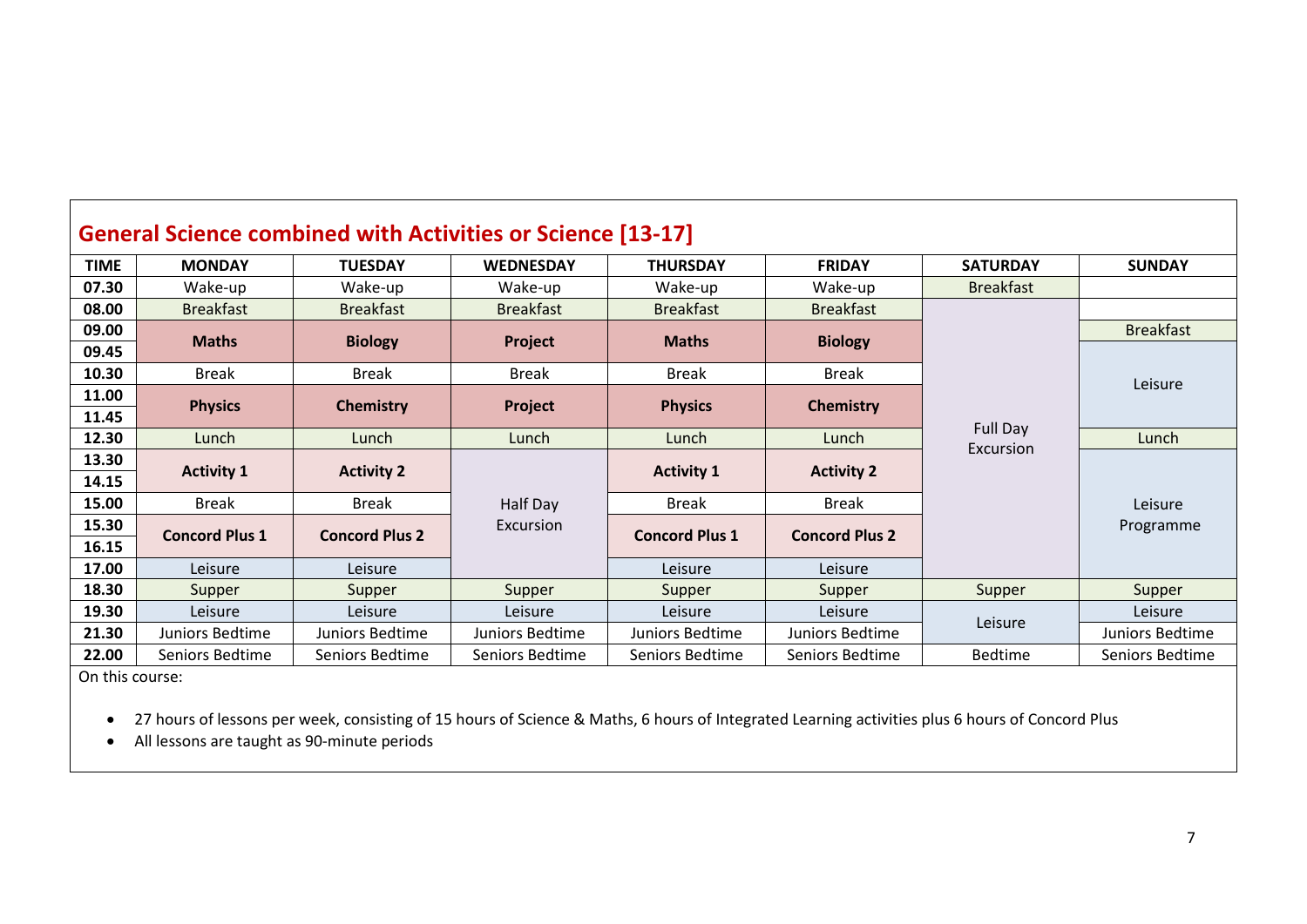## General Science combined with Activities or Science [13-17]

| TIME | MONDAY | TUESDAY | WEDNESDAY | THURSDAY | FRIDAY | SATURDAY | SUNDAY |
|---|---|---|---|---|---|---|---|
| 07.30 | Wake-up | Wake-up | Wake-up | Wake-up | Wake-up | Breakfast | |
| 08.00 | Breakfast | Breakfast | Breakfast | Breakfast | Breakfast | Full Day Excursion | |
| 09.00 | **Maths** | **Biology** | **Project** | **Maths** | **Biology** | | Breakfast |
| 09.45 | | | | | | | Leisure |
| 10.30 | Break | Break | Break | Break | Break | | |
| 11.00 | **Physics** | **Chemistry** | **Project** | **Physics** | **Chemistry** | | |
| 11.45 | | | | | | | |
| 12.30 | Lunch | Lunch | Lunch | Lunch | Lunch | | Lunch |
| 13.30 | **Activity 1** | **Activity 2** | Half Day Excursion | **Activity 1** | **Activity 2** | | Leisure Programme |
| 14.15 | | | | | | | |
| 15.00 | Break | Break | | Break | Break | | |
| 15.30 | **Concord Plus 1** | **Concord Plus 2** | | **Concord Plus 1** | **Concord Plus 2** | | |
| 16.15 | | | | | | | |
| 17.00 | Leisure | Leisure | | Leisure | Leisure | | |
| 18.30 | Supper | Supper | Supper | Supper | Supper | Supper | Supper |
| 19.30 | Leisure | Leisure | Leisure | Leisure | Leisure | Leisure | Leisure |
| 21.30 | Juniors Bedtime | Juniors Bedtime | Juniors Bedtime | Juniors Bedtime | Juniors Bedtime | | Juniors Bedtime |
| 22.00 | Seniors Bedtime | Seniors Bedtime | Seniors Bedtime | Seniors Bedtime | Seniors Bedtime | Bedtime | Seniors Bedtime |

On this course:

- 27 hours of lessons per week, consisting of 15 hours of Science & Maths, 6 hours of Integrated Learning activities plus 6 hours of Concord Plus
- All lessons are taught as 90-minute periods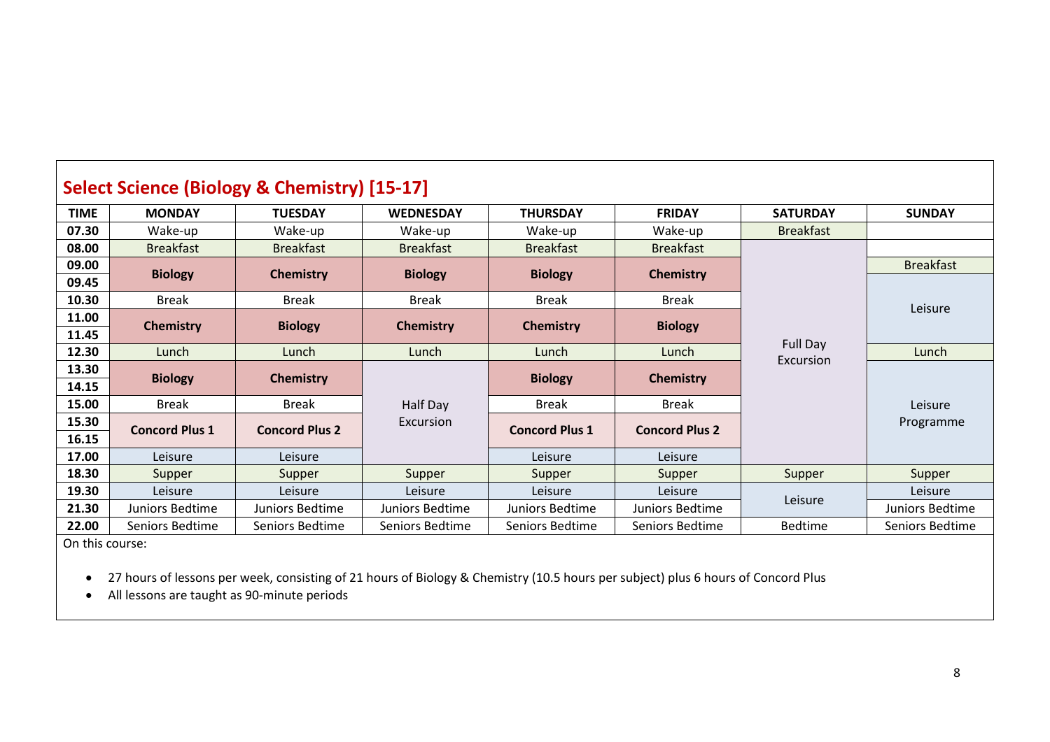## Select Science (Biology & Chemistry) [15-17]

| TIME | MONDAY | TUESDAY | WEDNESDAY | THURSDAY | FRIDAY | SATURDAY | SUNDAY |
|---|---|---|---|---|---|---|---|
| 07.30 | Wake-up | Wake-up | Wake-up | Wake-up | Wake-up | Breakfast | |
| 08.00 | Breakfast | Breakfast | Breakfast | Breakfast | Breakfast | Full Day Excursion | |
| 09.00 | **Biology** | **Chemistry** | **Biology** | **Biology** | **Chemistry** | | Breakfast |
| 09.45 | | | | | | | Leisure |
| 10.30 | Break | Break | Break | Break | Break | | |
| 11.00 | **Chemistry** | **Biology** | **Chemistry** | **Chemistry** | **Biology** | | |
| 11.45 | | | | | | | |
| 12.30 | Lunch | Lunch | Lunch | Lunch | Lunch | | Lunch |
| 13.30 | **Biology** | **Chemistry** | Half Day Excursion | **Biology** | **Chemistry** | | Leisure Programme |
| 14.15 | | | | | | | |
| 15.00 | Break | Break | | Break | Break | | |
| 15.30 | **Concord Plus 1** | **Concord Plus 2** | | **Concord Plus 1** | **Concord Plus 2** | | |
| 16.15 | | | | | | | |
| 17.00 | Leisure | Leisure | | Leisure | Leisure | | |
| 18.30 | Supper | Supper | Supper | Supper | Supper | Supper | Supper |
| 19.30 | Leisure | Leisure | Leisure | Leisure | Leisure | Leisure | Leisure |
| 21.30 | Juniors Bedtime | Juniors Bedtime | Juniors Bedtime | Juniors Bedtime | Juniors Bedtime | | Juniors Bedtime |
| 22.00 | Seniors Bedtime | Seniors Bedtime | Seniors Bedtime | Seniors Bedtime | Seniors Bedtime | Bedtime | Seniors Bedtime |

On this course:

- 27 hours of lessons per week, consisting of 21 hours of Biology & Chemistry (10.5 hours per subject) plus 6 hours of Concord Plus
- All lessons are taught as 90-minute periods